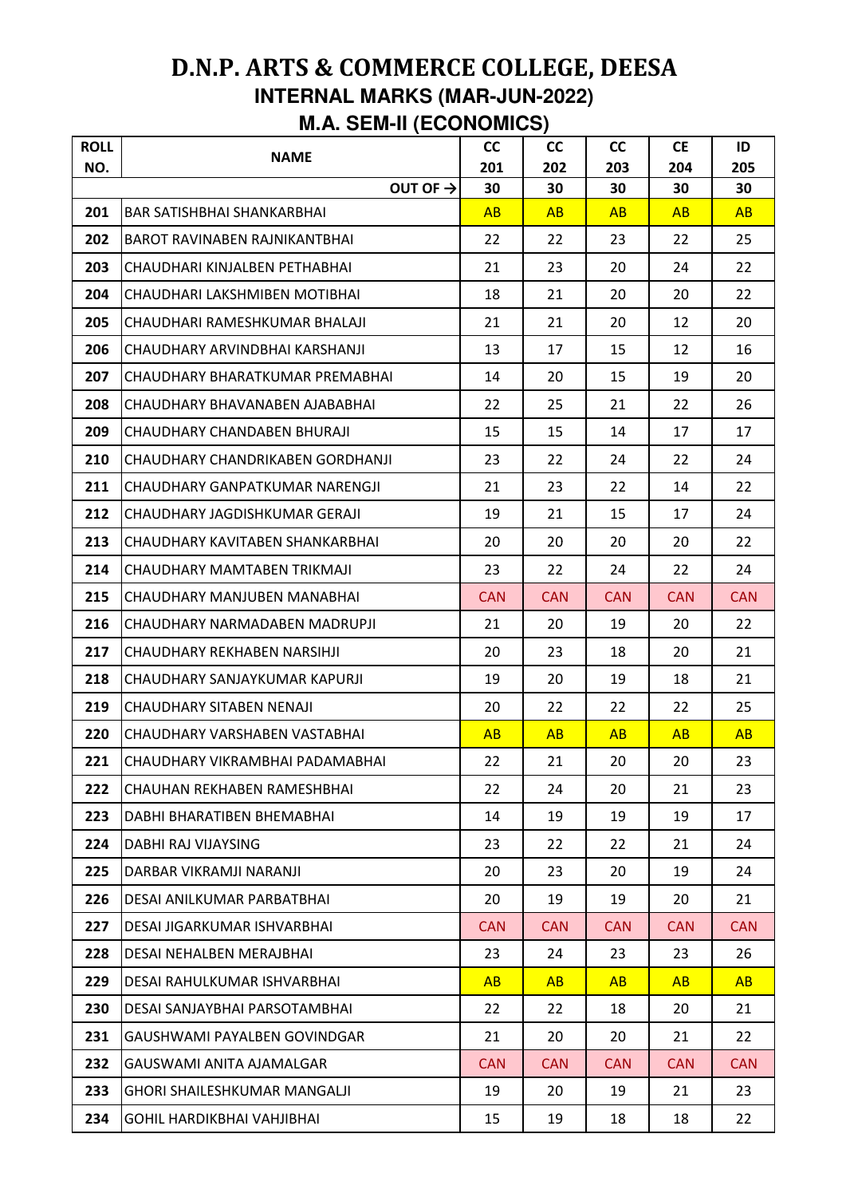# D.N.P. ARTS & COMMERCE COLLEGE, DEESA

## INTERNAL MARKS (MAR-JUN-2022)

## M.A. SEM-II (ECONOMICS)

| ROLL NO. | NAME | CC 201 | CC 202 | CC 203 | CE 204 | ID 205 |
|---|---|---|---|---|---|---|
| | OUT OF → | 30 | 30 | 30 | 30 | 30 |
| 201 | BAR SATISHBHAI SHANKARBHAI | AB | AB | AB | AB | AB |
| 202 | BAROT RAVINABEN RAJNIKANTBHAI | 22 | 22 | 23 | 22 | 25 |
| 203 | CHAUDHARI KINJALBEN PETHABHAI | 21 | 23 | 20 | 24 | 22 |
| 204 | CHAUDHARI LAKSHMIBEN MOTIBHAI | 18 | 21 | 20 | 20 | 22 |
| 205 | CHAUDHARI RAMESHKUMAR BHALAJI | 21 | 21 | 20 | 12 | 20 |
| 206 | CHAUDHARY ARVINDBHAI KARSHANJI | 13 | 17 | 15 | 12 | 16 |
| 207 | CHAUDHARY BHARATKUMAR PREMABHAI | 14 | 20 | 15 | 19 | 20 |
| 208 | CHAUDHARY BHAVANABEN AJABABHAI | 22 | 25 | 21 | 22 | 26 |
| 209 | CHAUDHARY CHANDABEN BHURAJI | 15 | 15 | 14 | 17 | 17 |
| 210 | CHAUDHARY CHANDRIKABEN GORDHANJI | 23 | 22 | 24 | 22 | 24 |
| 211 | CHAUDHARY GANPATKUMAR NARENGJI | 21 | 23 | 22 | 14 | 22 |
| 212 | CHAUDHARY JAGDISHKUMAR GERAJI | 19 | 21 | 15 | 17 | 24 |
| 213 | CHAUDHARY KAVITABEN SHANKARBHAI | 20 | 20 | 20 | 20 | 22 |
| 214 | CHAUDHARY MAMTABEN TRIKMAJI | 23 | 22 | 24 | 22 | 24 |
| 215 | CHAUDHARY MANJUBEN MANABHAI | CAN | CAN | CAN | CAN | CAN |
| 216 | CHAUDHARY NARMADABEN MADRUPJI | 21 | 20 | 19 | 20 | 22 |
| 217 | CHAUDHARY REKHABEN NARSIHJI | 20 | 23 | 18 | 20 | 21 |
| 218 | CHAUDHARY SANJAYKUMAR KAPURJI | 19 | 20 | 19 | 18 | 21 |
| 219 | CHAUDHARY SITABEN NENAJI | 20 | 22 | 22 | 22 | 25 |
| 220 | CHAUDHARY VARSHABEN VASTABHAI | AB | AB | AB | AB | AB |
| 221 | CHAUDHARY VIKRAMBHAI PADAMABHAI | 22 | 21 | 20 | 20 | 23 |
| 222 | CHAUHAN REKHABEN RAMESHBHAI | 22 | 24 | 20 | 21 | 23 |
| 223 | DABHI BHARATIBEN BHEMABHAI | 14 | 19 | 19 | 19 | 17 |
| 224 | DABHI RAJ VIJAYSING | 23 | 22 | 22 | 21 | 24 |
| 225 | DARBAR VIKRAMJI NARANJI | 20 | 23 | 20 | 19 | 24 |
| 226 | DESAI ANILKUMAR PARBATBHAI | 20 | 19 | 19 | 20 | 21 |
| 227 | DESAI JIGARKUMAR ISHVARBHAI | CAN | CAN | CAN | CAN | CAN |
| 228 | DESAI NEHALBEN MERAJBHAI | 23 | 24 | 23 | 23 | 26 |
| 229 | DESAI RAHULKUMAR ISHVARBHAI | AB | AB | AB | AB | AB |
| 230 | DESAI SANJAYBHAI PARSOTAMBHAI | 22 | 22 | 18 | 20 | 21 |
| 231 | GAUSHWAMI PAYALBEN GOVINDGAR | 21 | 20 | 20 | 21 | 22 |
| 232 | GAUSWAMI ANITA AJAMALGAR | CAN | CAN | CAN | CAN | CAN |
| 233 | GHORI SHAILESHKUMAR MANGALJI | 19 | 20 | 19 | 21 | 23 |
| 234 | GOHIL HARDIKBHAI VAHJIBHAI | 15 | 19 | 18 | 18 | 22 |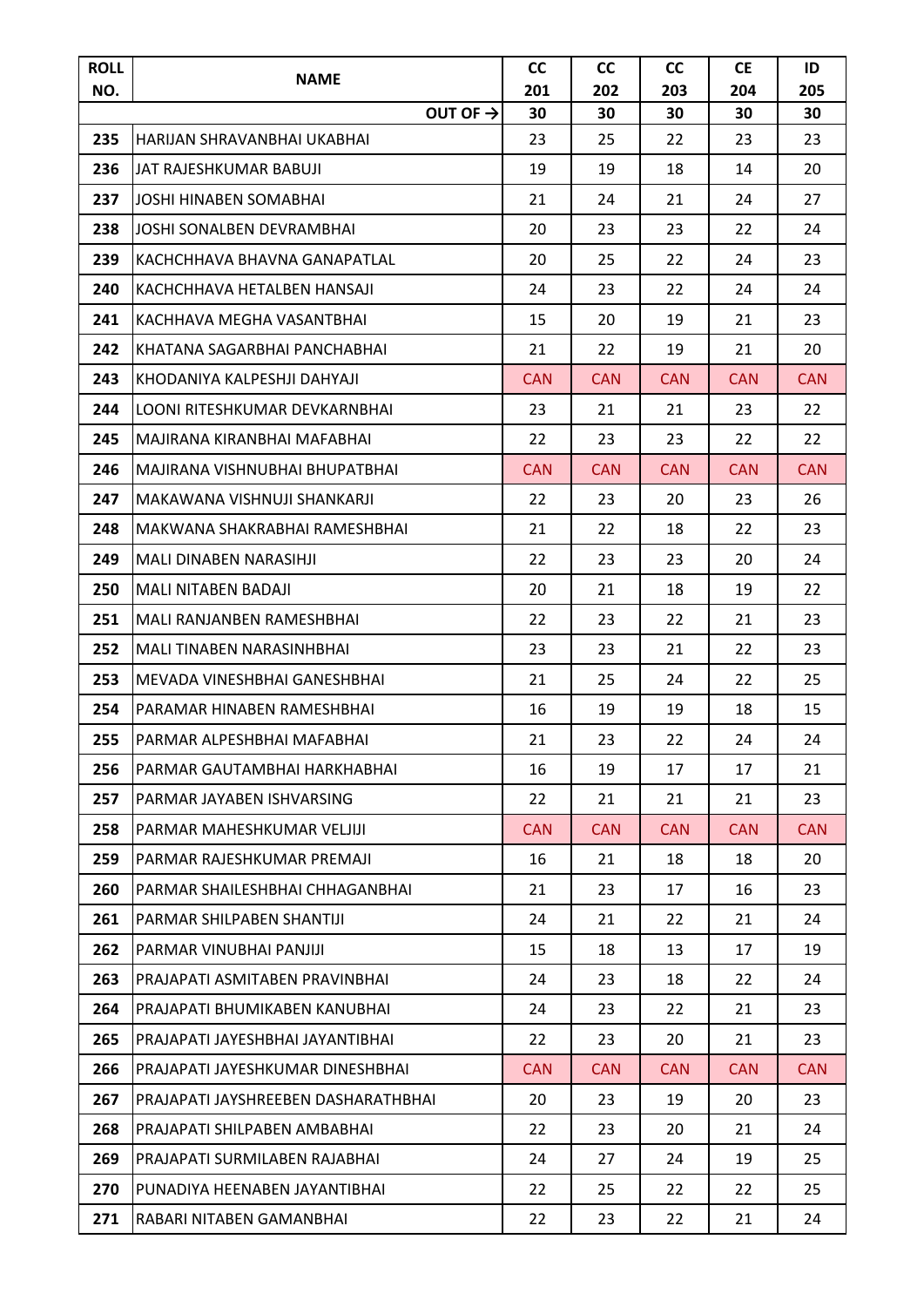| ROLL NO. | NAME | CC 201 | CC 202 | CC 203 | CE 204 | ID 205 |
|---|---|---|---|---|---|---|
| | OUT OF → | 30 | 30 | 30 | 30 | 30 |
| 235 | HARIJAN SHRAVANBHAI UKABHAI | 23 | 25 | 22 | 23 | 23 |
| 236 | JAT RAJESHKUMAR BABUJI | 19 | 19 | 18 | 14 | 20 |
| 237 | JOSHI HINABEN SOMABHAI | 21 | 24 | 21 | 24 | 27 |
| 238 | JOSHI SONALBEN DEVRAMBHAI | 20 | 23 | 23 | 22 | 24 |
| 239 | KACHCHHAVA BHAVNA GANAPATLAL | 20 | 25 | 22 | 24 | 23 |
| 240 | KACHCHHAVA HETALBEN HANSAJI | 24 | 23 | 22 | 24 | 24 |
| 241 | KACHHAVA MEGHA VASANTBHAI | 15 | 20 | 19 | 21 | 23 |
| 242 | KHATANA SAGARBHAI PANCHABHAI | 21 | 22 | 19 | 21 | 20 |
| 243 | KHODANIYA KALPESHJI DAHYAJI | CAN | CAN | CAN | CAN | CAN |
| 244 | LOONI RITESHKUMAR DEVKARNBHAI | 23 | 21 | 21 | 23 | 22 |
| 245 | MAJIRANA KIRANBHAI MAFABHAI | 22 | 23 | 23 | 22 | 22 |
| 246 | MAJIRANA VISHNUBHAI BHUPATBHAI | CAN | CAN | CAN | CAN | CAN |
| 247 | MAKAWANA VISHNUJI SHANKARJI | 22 | 23 | 20 | 23 | 26 |
| 248 | MAKWANA SHAKRABHAI RAMESHBHAI | 21 | 22 | 18 | 22 | 23 |
| 249 | MALI DINABEN NARASIHJI | 22 | 23 | 23 | 20 | 24 |
| 250 | MALI NITABEN BADAJI | 20 | 21 | 18 | 19 | 22 |
| 251 | MALI RANJANBEN RAMESHBHAI | 22 | 23 | 22 | 21 | 23 |
| 252 | MALI TINABEN NARASINHBHAI | 23 | 23 | 21 | 22 | 23 |
| 253 | MEVADA VINESHBHAI GANESHBHAI | 21 | 25 | 24 | 22 | 25 |
| 254 | PARAMAR HINABEN RAMESHBHAI | 16 | 19 | 19 | 18 | 15 |
| 255 | PARMAR ALPESHBHAI MAFABHAI | 21 | 23 | 22 | 24 | 24 |
| 256 | PARMAR GAUTAMBHAI HARKHABHAI | 16 | 19 | 17 | 17 | 21 |
| 257 | PARMAR JAYABEN ISHVARSING | 22 | 21 | 21 | 21 | 23 |
| 258 | PARMAR MAHESHKUMAR VELJIJI | CAN | CAN | CAN | CAN | CAN |
| 259 | PARMAR RAJESHKUMAR PREMAJI | 16 | 21 | 18 | 18 | 20 |
| 260 | PARMAR SHAILESHBHAI CHHAGANBHAI | 21 | 23 | 17 | 16 | 23 |
| 261 | PARMAR SHILPABEN SHANTIJI | 24 | 21 | 22 | 21 | 24 |
| 262 | PARMAR VINUBHAI PANJIJI | 15 | 18 | 13 | 17 | 19 |
| 263 | PRAJAPATI ASMITABEN PRAVINBHAI | 24 | 23 | 18 | 22 | 24 |
| 264 | PRAJAPATI BHUMIKABEN KANUBHAI | 24 | 23 | 22 | 21 | 23 |
| 265 | PRAJAPATI JAYESHBHAI JAYANTIBHAI | 22 | 23 | 20 | 21 | 23 |
| 266 | PRAJAPATI JAYESHKUMAR DINESHBHAI | CAN | CAN | CAN | CAN | CAN |
| 267 | PRAJAPATI JAYSHREEBEN DASHARATHBHAI | 20 | 23 | 19 | 20 | 23 |
| 268 | PRAJAPATI SHILPABEN AMBABHAI | 22 | 23 | 20 | 21 | 24 |
| 269 | PRAJAPATI SURMILABEN RAJABHAI | 24 | 27 | 24 | 19 | 25 |
| 270 | PUNADIYA HEENABEN JAYANTIBHAI | 22 | 25 | 22 | 22 | 25 |
| 271 | RABARI NITABEN GAMANBHAI | 22 | 23 | 22 | 21 | 24 |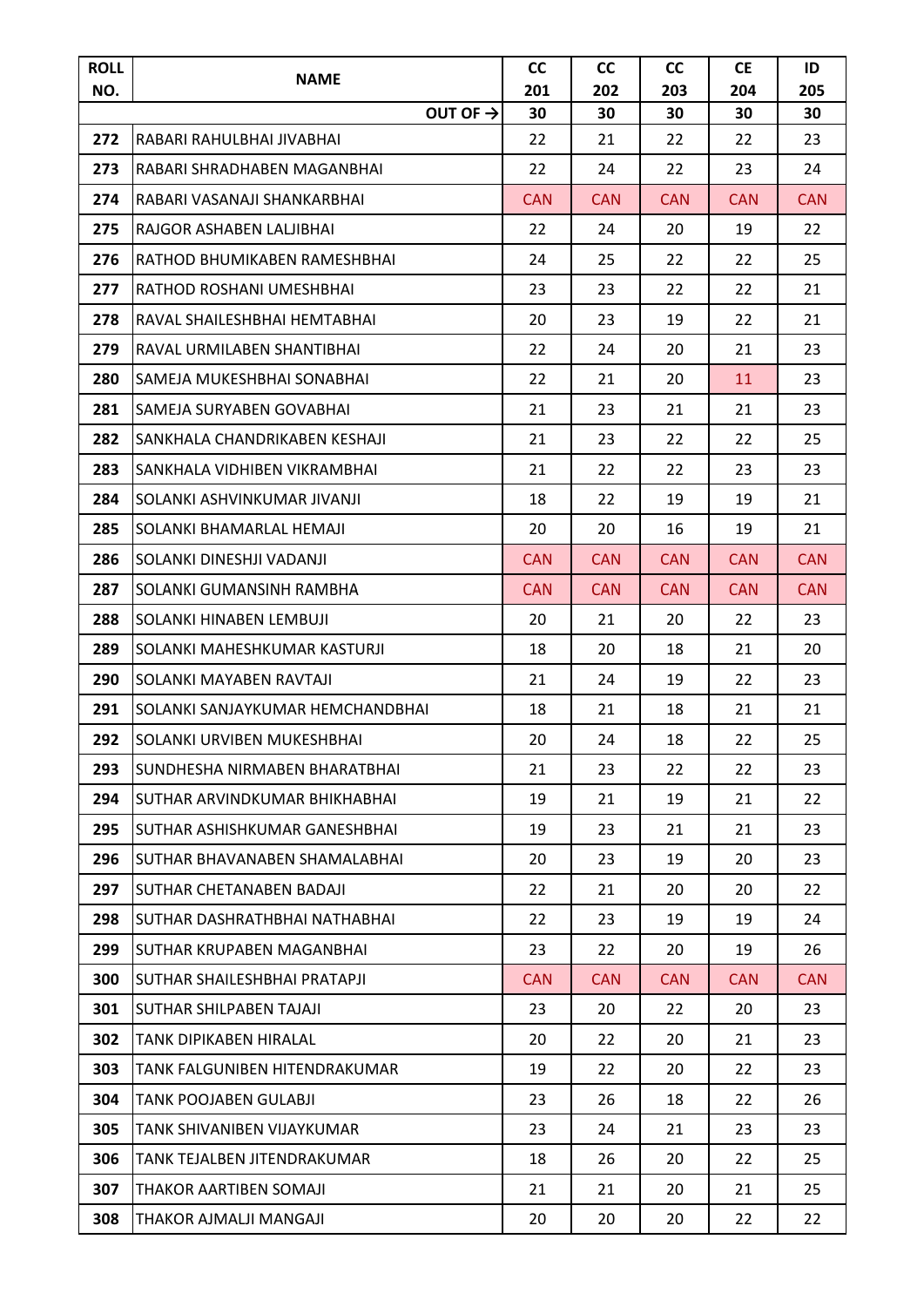| ROLL NO. | NAME | CC 201 | CC 202 | CC 203 | CE 204 | ID 205 |
|---|---|---|---|---|---|---|
| | OUT OF → | 30 | 30 | 30 | 30 | 30 |
| 272 | RABARI RAHULBHAI JIVABHAI | 22 | 21 | 22 | 22 | 23 |
| 273 | RABARI SHRADHABEN MAGANBHAI | 22 | 24 | 22 | 23 | 24 |
| 274 | RABARI VASANAJI SHANKARBHAI | CAN | CAN | CAN | CAN | CAN |
| 275 | RAJGOR ASHABEN LALJIBHAI | 22 | 24 | 20 | 19 | 22 |
| 276 | RATHOD BHUMIKABEN RAMESHBHAI | 24 | 25 | 22 | 22 | 25 |
| 277 | RATHOD ROSHANI UMESHBHAI | 23 | 23 | 22 | 22 | 21 |
| 278 | RAVAL SHAILESHBHAI HEMTABHAI | 20 | 23 | 19 | 22 | 21 |
| 279 | RAVAL URMILABEN SHANTIBHAI | 22 | 24 | 20 | 21 | 23 |
| 280 | SAMEJA MUKESHBHAI SONABHAI | 22 | 21 | 20 | 11 | 23 |
| 281 | SAMEJA SURYABEN GOVABHAI | 21 | 23 | 21 | 21 | 23 |
| 282 | SANKHALA CHANDRIKABEN KESHAJI | 21 | 23 | 22 | 22 | 25 |
| 283 | SANKHALA VIDHIBEN VIKRAMBHAI | 21 | 22 | 22 | 23 | 23 |
| 284 | SOLANKI ASHVINKUMAR JIVANJI | 18 | 22 | 19 | 19 | 21 |
| 285 | SOLANKI BHAMARLAL HEMAJI | 20 | 20 | 16 | 19 | 21 |
| 286 | SOLANKI DINESHJI VADANJI | CAN | CAN | CAN | CAN | CAN |
| 287 | SOLANKI GUMANSINH RAMBHA | CAN | CAN | CAN | CAN | CAN |
| 288 | SOLANKI HINABEN LEMBUJI | 20 | 21 | 20 | 22 | 23 |
| 289 | SOLANKI MAHESHKUMAR KASTURJI | 18 | 20 | 18 | 21 | 20 |
| 290 | SOLANKI MAYABEN RAVTAJI | 21 | 24 | 19 | 22 | 23 |
| 291 | SOLANKI SANJAYKUMAR HEMCHANDBHAI | 18 | 21 | 18 | 21 | 21 |
| 292 | SOLANKI URVIBEN MUKESHBHAI | 20 | 24 | 18 | 22 | 25 |
| 293 | SUNDHESHA NIRMABEN BHARATBHAI | 21 | 23 | 22 | 22 | 23 |
| 294 | SUTHAR ARVINDKUMAR BHIKHABHAI | 19 | 21 | 19 | 21 | 22 |
| 295 | SUTHAR ASHISHKUMAR GANESHBHAI | 19 | 23 | 21 | 21 | 23 |
| 296 | SUTHAR BHAVANABEN SHAMALABHAI | 20 | 23 | 19 | 20 | 23 |
| 297 | SUTHAR CHETANABEN BADAJI | 22 | 21 | 20 | 20 | 22 |
| 298 | SUTHAR DASHRATHBHAI NATHABHAI | 22 | 23 | 19 | 19 | 24 |
| 299 | SUTHAR KRUPABEN MAGANBHAI | 23 | 22 | 20 | 19 | 26 |
| 300 | SUTHAR SHAILESHBHAI PRATAPJI | CAN | CAN | CAN | CAN | CAN |
| 301 | SUTHAR SHILPABEN TAJAJI | 23 | 20 | 22 | 20 | 23 |
| 302 | TANK DIPIKABEN HIRALAL | 20 | 22 | 20 | 21 | 23 |
| 303 | TANK FALGUNIBEN HITENDRAKUMAR | 19 | 22 | 20 | 22 | 23 |
| 304 | TANK POOJABEN GULABJI | 23 | 26 | 18 | 22 | 26 |
| 305 | TANK SHIVANIBEN VIJAYKUMAR | 23 | 24 | 21 | 23 | 23 |
| 306 | TANK TEJALBEN JITENDRAKUMAR | 18 | 26 | 20 | 22 | 25 |
| 307 | THAKOR AARTIBEN SOMAJI | 21 | 21 | 20 | 21 | 25 |
| 308 | THAKOR AJMALJI MANGAJI | 20 | 20 | 20 | 22 | 22 |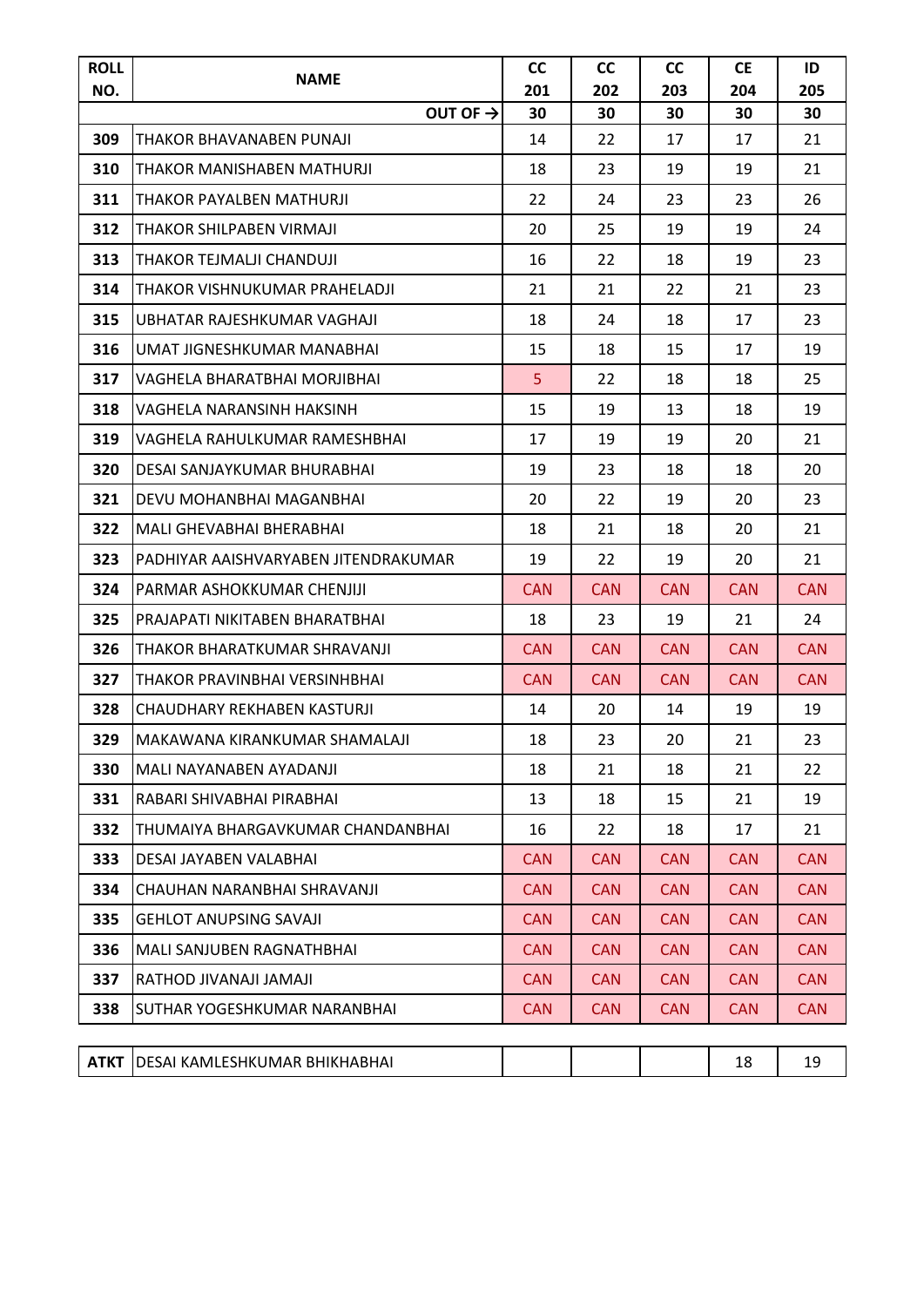| ROLL NO. | NAME | CC 201 | CC 202 | CC 203 | CE 204 | ID 205 |
|---|---|---|---|---|---|---|
| | OUT OF → | 30 | 30 | 30 | 30 | 30 |
| 309 | THAKOR BHAVANABEN PUNAJI | 14 | 22 | 17 | 17 | 21 |
| 310 | THAKOR MANISHABEN MATHURJI | 18 | 23 | 19 | 19 | 21 |
| 311 | THAKOR PAYALBEN MATHURJI | 22 | 24 | 23 | 23 | 26 |
| 312 | THAKOR SHILPABEN VIRMAJI | 20 | 25 | 19 | 19 | 24 |
| 313 | THAKOR TEJMALJI CHANDUJI | 16 | 22 | 18 | 19 | 23 |
| 314 | THAKOR VISHNUKUMAR PRAHELADJI | 21 | 21 | 22 | 21 | 23 |
| 315 | UBHATAR RAJESHKUMAR VAGHAJI | 18 | 24 | 18 | 17 | 23 |
| 316 | UMAT JIGNESHKUMAR MANABHAI | 15 | 18 | 15 | 17 | 19 |
| 317 | VAGHELA BHARATBHAI MORJIBHAI | 5 | 22 | 18 | 18 | 25 |
| 318 | VAGHELA NARANSINH HAKSINH | 15 | 19 | 13 | 18 | 19 |
| 319 | VAGHELA RAHULKUMAR RAMESHBHAI | 17 | 19 | 19 | 20 | 21 |
| 320 | DESAI SANJAYKUMAR BHURABHAI | 19 | 23 | 18 | 18 | 20 |
| 321 | DEVU MOHANBHAI MAGANBHAI | 20 | 22 | 19 | 20 | 23 |
| 322 | MALI GHEVABHAI BHERABHAI | 18 | 21 | 18 | 20 | 21 |
| 323 | PADHIYAR AAISHVARYABEN JITENDRAKUMAR | 19 | 22 | 19 | 20 | 21 |
| 324 | PARMAR ASHOKKUMAR CHENJIJI | CAN | CAN | CAN | CAN | CAN |
| 325 | PRAJAPATI NIKITABEN BHARATBHAI | 18 | 23 | 19 | 21 | 24 |
| 326 | THAKOR BHARATKUMAR SHRAVANJI | CAN | CAN | CAN | CAN | CAN |
| 327 | THAKOR PRAVINBHAI VERSINHBHAI | CAN | CAN | CAN | CAN | CAN |
| 328 | CHAUDHARY REKHABEN KASTURJI | 14 | 20 | 14 | 19 | 19 |
| 329 | MAKAWANA KIRANKUMAR SHAMALAJI | 18 | 23 | 20 | 21 | 23 |
| 330 | MALI NAYANABEN AYADANJI | 18 | 21 | 18 | 21 | 22 |
| 331 | RABARI SHIVABHAI PIRABHAI | 13 | 18 | 15 | 21 | 19 |
| 332 | THUMAIYA BHARGAVKUMAR CHANDANBHAI | 16 | 22 | 18 | 17 | 21 |
| 333 | DESAI JAYABEN VALABHAI | CAN | CAN | CAN | CAN | CAN |
| 334 | CHAUHAN NARANBHAI SHRAVANJI | CAN | CAN | CAN | CAN | CAN |
| 335 | GEHLOT ANUPSING SAVAJI | CAN | CAN | CAN | CAN | CAN |
| 336 | MALI SANJUBEN RAGNATHBHAI | CAN | CAN | CAN | CAN | CAN |
| 337 | RATHOD JIVANAJI JAMAJI | CAN | CAN | CAN | CAN | CAN |
| 338 | SUTHAR YOGESHKUMAR NARANBHAI | CAN | CAN | CAN | CAN | CAN |

| | | | | | | |
|---|---|---|---|---|---|---|
| ATKT | DESAI KAMLESHKUMAR BHIKHABHAI | | | | 18 | 19 |